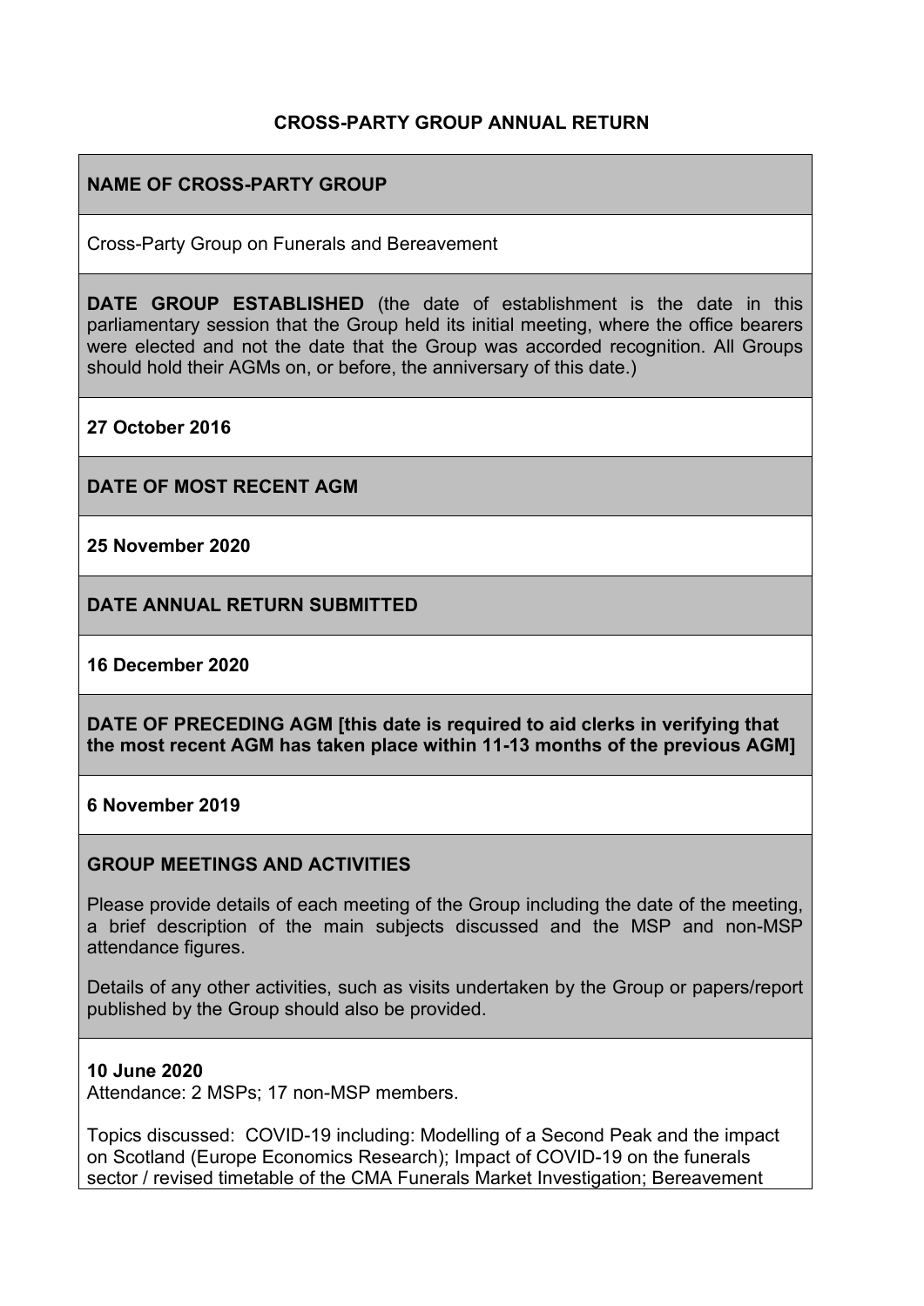# CROSS-PARTY GROUP ANNUAL RETURN

**NAME OF CROSS-PARTY GROUP**

Cross-Party Group on Funerals and Bereavement

**DATE GROUP ESTABLISHED** (the date of establishment is the date in this parliamentary session that the Group held its initial meeting, where the office bearers were elected and not the date that the Group was accorded recognition. All Groups should hold their AGMs on, or before, the anniversary of this date.)

**27 October 2016**

**DATE OF MOST RECENT AGM**

**25 November 2020**

**DATE ANNUAL RETURN SUBMITTED**

**16 December 2020**

**DATE OF PRECEDING AGM [this date is required to aid clerks in verifying that the most recent AGM has taken place within 11-13 months of the previous AGM]**

**6 November 2019**

**GROUP MEETINGS AND ACTIVITIES**

Please provide details of each meeting of the Group including the date of the meeting, a brief description of the main subjects discussed and the MSP and non-MSP attendance figures.

Details of any other activities, such as visits undertaken by the Group or papers/report published by the Group should also be provided.

**10 June 2020**
Attendance: 2 MSPs; 17 non-MSP members.

Topics discussed: COVID-19 including: Modelling of a Second Peak and the impact on Scotland (Europe Economics Research); Impact of COVID-19 on the funerals sector / revised timetable of the CMA Funerals Market Investigation; Bereavement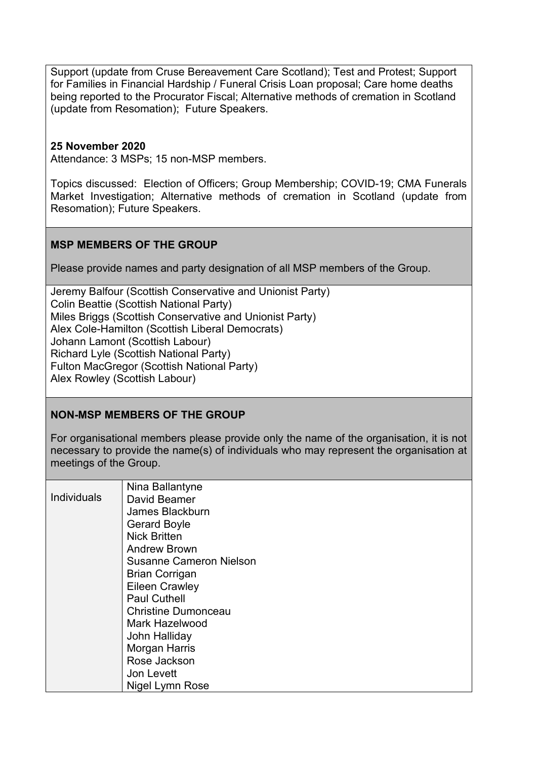Support (update from Cruse Bereavement Care Scotland); Test and Protest; Support for Families in Financial Hardship / Funeral Crisis Loan proposal; Care home deaths being reported to the Procurator Fiscal; Alternative methods of cremation in Scotland (update from Resomation); Future Speakers.

**25 November 2020**

Attendance: 3 MSPs; 15 non-MSP members.

Topics discussed: Election of Officers; Group Membership; COVID-19; CMA Funerals Market Investigation; Alternative methods of cremation in Scotland (update from Resomation); Future Speakers.

## MSP MEMBERS OF THE GROUP

Please provide names and party designation of all MSP members of the Group.

Jeremy Balfour (Scottish Conservative and Unionist Party)
Colin Beattie (Scottish National Party)
Miles Briggs (Scottish Conservative and Unionist Party)
Alex Cole-Hamilton (Scottish Liberal Democrats)
Johann Lamont (Scottish Labour)
Richard Lyle (Scottish National Party)
Fulton MacGregor (Scottish National Party)
Alex Rowley (Scottish Labour)

## NON-MSP MEMBERS OF THE GROUP

For organisational members please provide only the name of the organisation, it is not necessary to provide the name(s) of individuals who may represent the organisation at meetings of the Group.

| | |
|---|---|
| Individuals | Nina Ballantyne<br>David Beamer<br>James Blackburn<br>Gerard Boyle<br>Nick Britten<br>Andrew Brown<br>Susanne Cameron Nielson<br>Brian Corrigan<br>Eileen Crawley<br>Paul Cuthell<br>Christine Dumonceau<br>Mark Hazelwood<br>John Halliday<br>Morgan Harris<br>Rose Jackson<br>Jon Levett<br>Nigel Lymn Rose |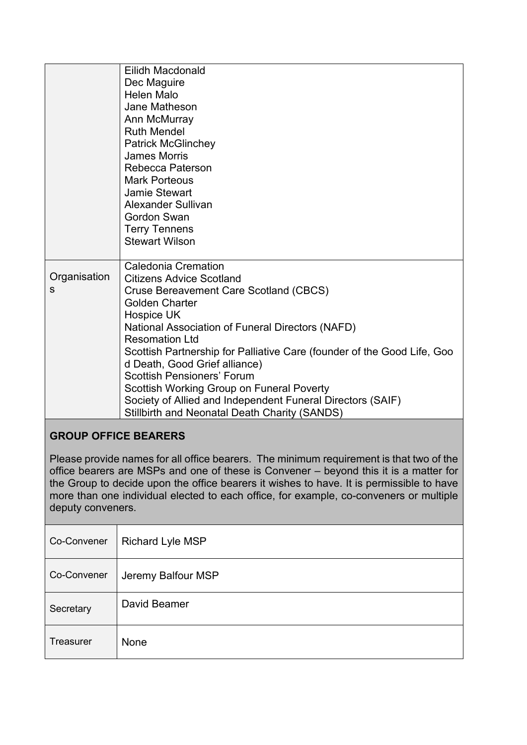| | |
|---|---|
| | Eilidh Macdonald<br>Dec Maguire<br>Helen Malo<br>Jane Matheson<br>Ann McMurray<br>Ruth Mendel<br>Patrick McGlinchey<br>James Morris<br>Rebecca Paterson<br>Mark Porteous<br>Jamie Stewart<br>Alexander Sullivan<br>Gordon Swan<br>Terry Tennens<br>Stewart Wilson |
| Organisations | Caledonia Cremation<br>Citizens Advice Scotland<br>Cruse Bereavement Care Scotland (CBCS)<br>Golden Charter<br>Hospice UK<br>National Association of Funeral Directors (NAFD)<br>Resomation Ltd<br>Scottish Partnership for Palliative Care (founder of the Good Life, Good Death, Good Grief alliance)<br>Scottish Pensioners' Forum<br>Scottish Working Group on Funeral Poverty<br>Society of Allied and Independent Funeral Directors (SAIF)<br>Stillbirth and Neonatal Death Charity (SANDS) |

**GROUP OFFICE BEARERS**

Please provide names for all office bearers. The minimum requirement is that two of the office bearers are MSPs and one of these is Convener – beyond this it is a matter for the Group to decide upon the office bearers it wishes to have. It is permissible to have more than one individual elected to each office, for example, co-conveners or multiple deputy conveners.

| | |
|---|---|
| Co-Convener | Richard Lyle MSP |
| Co-Convener | Jeremy Balfour MSP |
| Secretary | David Beamer |
| Treasurer | None |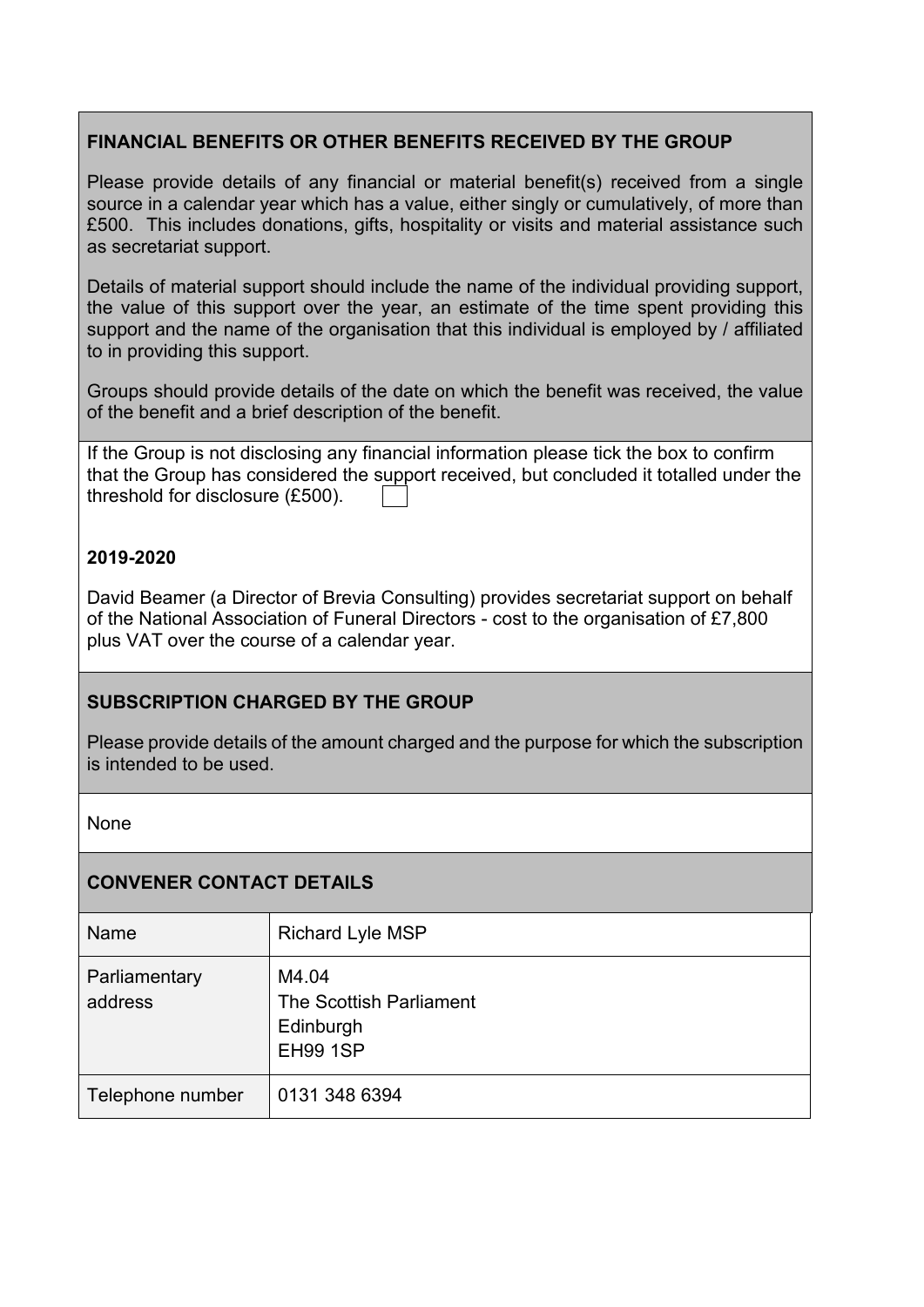## FINANCIAL BENEFITS OR OTHER BENEFITS RECEIVED BY THE GROUP

Please provide details of any financial or material benefit(s) received from a single source in a calendar year which has a value, either singly or cumulatively, of more than £500. This includes donations, gifts, hospitality or visits and material assistance such as secretariat support.

Details of material support should include the name of the individual providing support, the value of this support over the year, an estimate of the time spent providing this support and the name of the organisation that this individual is employed by / affiliated to in providing this support.

Groups should provide details of the date on which the benefit was received, the value of the benefit and a brief description of the benefit.

If the Group is not disclosing any financial information please tick the box to confirm that the Group has considered the support received, but concluded it totalled under the threshold for disclosure (£500). ☐

**2019-2020**

David Beamer (a Director of Brevia Consulting) provides secretariat support on behalf of the National Association of Funeral Directors - cost to the organisation of £7,800 plus VAT over the course of a calendar year.

## SUBSCRIPTION CHARGED BY THE GROUP

Please provide details of the amount charged and the purpose for which the subscription is intended to be used.

None

## CONVENER CONTACT DETAILS

| | |
|---|---|
| Name | Richard Lyle MSP |
| Parliamentary address | M4.04<br>The Scottish Parliament<br>Edinburgh<br>EH99 1SP |
| Telephone number | 0131 348 6394 |